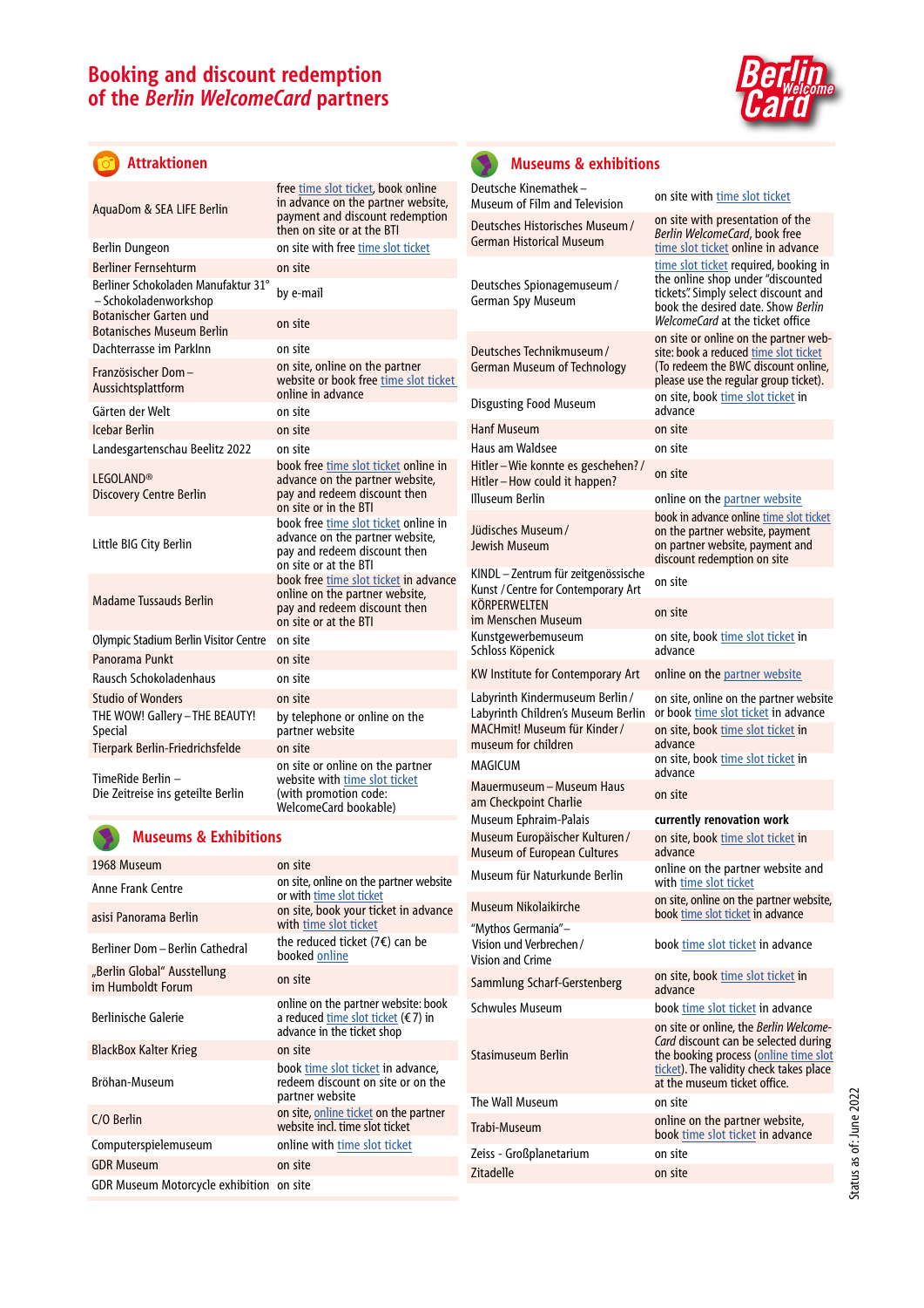# Booking and discount redemption of the *Berlin WelcomeCard* partners

## Attraktionen

| | |
|---|---|
| AquaDom & SEA LIFE Berlin | free time slot ticket, book online in advance on the partner website, payment and discount redemption then on site or at the BTI |
| Berlin Dungeon | on site with free time slot ticket |
| Berliner Fernsehturm | on site |
| Berliner Schokoladen Manufaktur 31° – Schokoladenworkshop | by e-mail |
| Botanischer Garten und Botanisches Museum Berlin | on site |
| Dachterrasse im ParkInn | on site |
| Französischer Dom – Aussichtsplattform | on site, online on the partner website or book free time slot ticket online in advance |
| Gärten der Welt | on site |
| Icebar Berlin | on site |
| Landesgartenschau Beelitz 2022 | on site |
| LEGOLAND® Discovery Centre Berlin | book free time slot ticket online in advance on the partner website, pay and redeem discount then on site or in the BTI |
| Little BIG City Berlin | book free time slot ticket online in advance on the partner website, pay and redeem discount then on site or at the BTI |
| Madame Tussauds Berlin | book free time slot ticket in advance online on the partner website, pay and redeem discount then on site or at the BTI |
| Olympic Stadium Berlin Visitor Centre | on site |
| Panorama Punkt | on site |
| Rausch Schokoladenhaus | on site |
| Studio of Wonders | on site |
| THE WOW! Gallery – THE BEAUTY! Special | by telephone or online on the partner website |
| Tierpark Berlin-Friedrichsfelde | on site |
| TimeRide Berlin – Die Zeitreise ins geteilte Berlin | on site or online on the partner website with time slot ticket (with promotion code: WelcomeCard bookable) |

## Museums & Exhibitions

| | |
|---|---|
| 1968 Museum | on site |
| Anne Frank Centre | on site, online on the partner website or with time slot ticket |
| asisi Panorama Berlin | on site, book your ticket in advance with time slot ticket |
| Berliner Dom – Berlin Cathedral | the reduced ticket (7€) can be booked online |
| „Berlin Global" Ausstellung im Humboldt Forum | on site |
| Berlinische Galerie | online on the partner website: book a reduced time slot ticket (€7) in advance in the ticket shop |
| BlackBox Kalter Krieg | on site |
| Bröhan-Museum | book time slot ticket in advance, redeem discount on site or on the partner website |
| C/O Berlin | on site, online ticket on the partner website incl. time slot ticket |
| Computerspielemuseum | online with time slot ticket |
| GDR Museum | on site |
| GDR Museum Motorcycle exhibition | on site |

## Museums & exhibitions

| | |
|---|---|
| Deutsche Kinemathek – Museum of Film and Television | on site with time slot ticket |
| Deutsches Historisches Museum / German Historical Museum | on site with presentation of the *Berlin WelcomeCard*, book free time slot ticket online in advance |
| Deutsches Spionagemuseum / German Spy Museum | time slot ticket required, booking in the online shop under "discounted tickets". Simply select discount and book the desired date. Show *Berlin WelcomeCard* at the ticket office |
| Deutsches Technikmuseum / German Museum of Technology | on site or online on the partner website: book a reduced time slot ticket (To redeem the BWC discount online, please use the regular group ticket). |
| Disgusting Food Museum | on site, book time slot ticket in advance |
| Hanf Museum | on site |
| Haus am Waldsee | on site |
| Hitler – Wie konnte es geschehen? / Hitler – How could it happen? | on site |
| Illuseum Berlin | online on the partner website |
| Jüdisches Museum / Jewish Museum | book in advance online time slot ticket on the partner website, payment on partner website, payment and discount redemption on site |
| KINDL – Zentrum für zeitgenössische Kunst / Centre for Contemporary Art | on site |
| KÖRPERWELTEN im Menschen Museum | on site |
| Kunstgewerbemuseum Schloss Köpenick | on site, book time slot ticket in advance |
| KW Institute for Contemporary Art | online on the partner website |
| Labyrinth Kindermuseum Berlin / Labyrinth Children's Museum Berlin | on site, online on the partner website or book time slot ticket in advance |
| MACHmit! Museum für Kinder / museum for children | on site, book time slot ticket in advance |
| MAGICUM | on site, book time slot ticket in advance |
| Mauermuseum – Museum Haus am Checkpoint Charlie | on site |
| Museum Ephraim-Palais | **currently renovation work** |
| Museum Europäischer Kulturen / Museum of European Cultures | on site, book time slot ticket in advance |
| Museum für Naturkunde Berlin | online on the partner website and with time slot ticket |
| Museum Nikolaikirche | on site, online on the partner website, book time slot ticket in advance |
| "Mythos Germania" – Vision und Verbrechen / Vision and Crime | book time slot ticket in advance |
| Sammlung Scharf-Gerstenberg | on site, book time slot ticket in advance |
| Schwules Museum | book time slot ticket in advance |
| Stasimuseum Berlin | on site or online, the *Berlin WelcomeCard* discount can be selected during the booking process (online time slot ticket). The validity check takes place at the museum ticket office. |
| The Wall Museum | on site |
| Trabi-Museum | online on the partner website, book time slot ticket in advance |
| Zeiss - Großplanetarium | on site |
| Zitadelle | on site |

Status as of: June 2022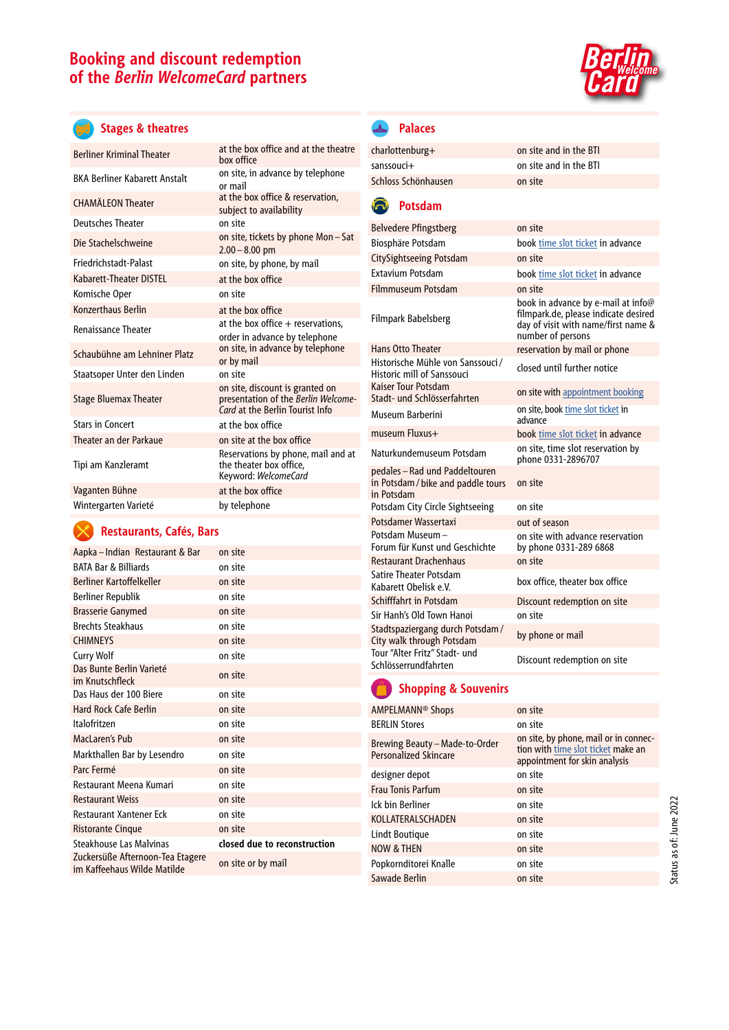# Booking and discount redemption of the *Berlin WelcomeCard* partners

## Stages & theatres

| | |
|---|---|
| Berliner Kriminal Theater | at the box office and at the theatre box office |
| BKA Berliner Kabarett Anstalt | on site, in advance by telephone or mail |
| CHAMÄLEON Theater | at the box office & reservation, subject to availability |
| Deutsches Theater | on site |
| Die Stachelschweine | on site, tickets by phone Mon – Sat 2.00 – 8.00 pm |
| Friedrichstadt-Palast | on site, by phone, by mail |
| Kabarett-Theater DISTEL | at the box office |
| Komische Oper | on site |
| Konzerthaus Berlin | at the box office |
| Renaissance Theater | at the box office + reservations, order in advance by telephone |
| Schaubühne am Lehniner Platz | on site, in advance by telephone or by mail |
| Staatsoper Unter den Linden | on site |
| Stage Bluemax Theater | on site, discount is granted on presentation of the *Berlin Welcome-Card* at the Berlin Tourist Info |
| Stars in Concert | at the box office |
| Theater an der Parkaue | on site at the box office |
| Tipi am Kanzleramt | Reservations by phone, mail and at the theater box office, Keyword: *WelcomeCard* |
| Vaganten Bühne | at the box office |
| Wintergarten Varieté | by telephone |

## Restaurants, Cafés, Bars

| | |
|---|---|
| Aapka – Indian Restaurant & Bar | on site |
| BATA Bar & Billiards | on site |
| Berliner Kartoffelkeller | on site |
| Berliner Republik | on site |
| Brasserie Ganymed | on site |
| Brechts Steakhaus | on site |
| CHIMNEYS | on site |
| Curry Wolf | on site |
| Das Bunte Berlin Varieté im Knutschfleck | on site |
| Das Haus der 100 Biere | on site |
| Hard Rock Cafe Berlin | on site |
| Italofritzen | on site |
| MacLaren's Pub | on site |
| Markthallen Bar by Lesendro | on site |
| Parc Fermé | on site |
| Restaurant Meena Kumari | on site |
| Restaurant Weiss | on site |
| Restaurant Xantener Eck | on site |
| Ristorante Cinque | on site |
| Steakhouse Las Malvinas | **closed due to reconstruction** |
| Zuckersüße Afternoon-Tea Etagere im Kaffeehaus Wilde Matilde | on site or by mail |

## Palaces

| | |
|---|---|
| charlottenburg+ | on site and in the BTI |
| sanssouci+ | on site and in the BTI |
| Schloss Schönhausen | on site |

## Potsdam

| | |
|---|---|
| Belvedere Pfingstberg | on site |
| Biosphäre Potsdam | book time slot ticket in advance |
| CitySightseeing Potsdam | on site |
| Extavium Potsdam | book time slot ticket in advance |
| Filmmuseum Potsdam | on site |
| Filmpark Babelsberg | book in advance by e-mail at info@filmpark.de, please indicate desired day of visit with name/first name & number of persons |
| Hans Otto Theater | reservation by mail or phone |
| Historische Mühle von Sanssouci / Historic mill of Sanssouci | closed until further notice |
| Kaiser Tour Potsdam Stadt- und Schlösserfahrten | on site with appointment booking |
| Museum Barberini | on site, book time slot ticket in advance |
| museum Fluxus+ | book time slot ticket in advance |
| Naturkundemuseum Potsdam | on site, time slot reservation by phone 0331-2896707 |
| pedales – Rad und Paddeltouren in Potsdam / bike and paddle tours in Potsdam | on site |
| Potsdam City Circle Sightseeing | on site |
| Potsdamer Wassertaxi | out of season |
| Potsdam Museum – Forum für Kunst und Geschichte | on site with advance reservation by phone 0331-289 6868 |
| Restaurant Drachenhaus | on site |
| Satire Theater Potsdam Kabarett Obelisk e.V. | box office, theater box office |
| Schifffahrt in Potsdam | Discount redemption on site |
| Sir Hanh's Old Town Hanoi | on site |
| Stadtspaziergang durch Potsdam / City walk through Potsdam | by phone or mail |
| Tour "Alter Fritz" Stadt- und Schlösserrundfahrten | Discount redemption on site |

## Shopping & Souvenirs

| | |
|---|---|
| AMPELMANN® Shops | on site |
| BERLIN Stores | on site |
| Brewing Beauty – Made-to-Order Personalized Skincare | on site, by phone, mail or in connection with time slot ticket make an appointment for skin analysis |
| designer depot | on site |
| Frau Tonis Parfum | on site |
| Ick bin Berliner | on site |
| KOLLATERALSCHADEN | on site |
| Lindt Boutique | on site |
| NOW & THEN | on site |
| Popkornditorei Knalle | on site |
| Sawade Berlin | on site |

Status as of: June 2022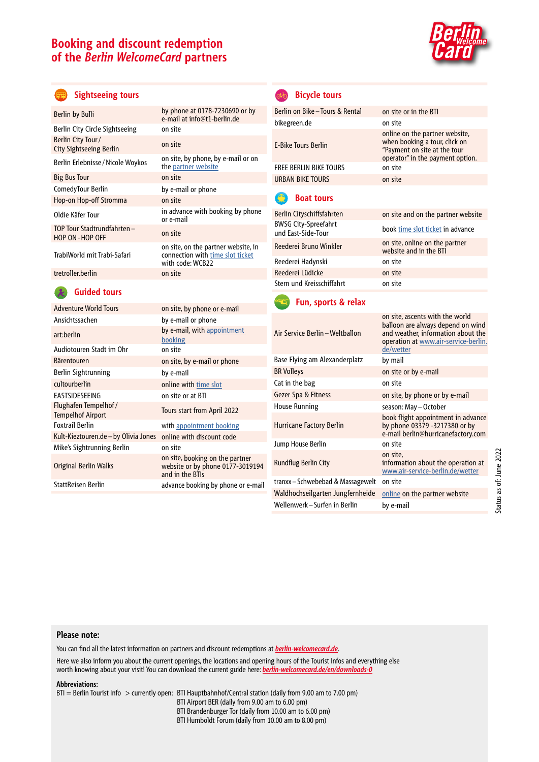# Booking and discount redemption of the *Berlin WelcomeCard* partners

## Sightseeing tours

| | |
|---|---|
| Berlin by Bulli | by phone at 0178-7230690 or by e-mail at info@t1-berlin.de |
| Berlin City Circle Sightseeing | on site |
| Berlin City Tour / City Sightseeing Berlin | on site |
| Berlin Erlebnisse / Nicole Woykos | on site, by phone, by e-mail or on the partner website |
| Big Bus Tour | on site |
| ComedyTour Berlin | by e-mail or phone |
| Hop-on Hop-off Stromma | on site |
| Oldie Käfer Tour | in advance with booking by phone or e-mail |
| TOP Tour Stadtrundfahrten – HOP ON - HOP OFF | on site |
| TrabiWorld mit Trabi-Safari | on site, on the partner website, in connection with time slot ticket with code: WCB22 |
| tretroller.berlin | on site |

## Guided tours

| | |
|---|---|
| Adventure World Tours | on site, by phone or e-mail |
| Ansichtssachen | by e-mail or phone |
| art:berlin | by e-mail, with appointment booking |
| Audiotouren Stadt im Ohr | on site |
| Bärentouren | on site, by e-mail or phone |
| Berlin Sightrunning | by e-mail |
| cultourberlin | online with time slot |
| EASTSIDESEEING | on site or at BTI |
| Flughafen Tempelhof / Tempelhof Airport | Tours start from April 2022 |
| Foxtrail Berlin | with appointment booking |
| Kult-Kieztouren.de – by Olivia Jones | online with discount code |
| Mike's Sightrunning Berlin | on site |
| Original Berlin Walks | on site, booking on the partner website or by phone 0177-3019194 and in the BTIs |
| StattReisen Berlin | advance booking by phone or e-mail |

## Bicycle tours

| | |
|---|---|
| Berlin on Bike – Tours & Rental | on site or in the BTI |
| bikegreen.de | on site |
| E-Bike Tours Berlin | online on the partner website, when booking a tour, click on "Payment on site at the tour operator" in the payment option. |
| FREE BERLIN BIKE TOURS | on site |
| URBAN BIKE TOURS | on site |

## Boat tours

| | |
|---|---|
| Berlin Cityschiffsfahrten | on site and on the partner website |
| BWSG City-Spreefahrt und East-Side-Tour | book time slot ticket in advance |
| Reederei Bruno Winkler | on site, online on the partner website and in the BTI |
| Reederei Hadynski | on site |
| Reederei Lüdicke | on site |
| Stern und Kreisschiffahrt | on site |

## Fun, sports & relax

| | |
|---|---|
| Air Service Berlin – Weltballon | on site, ascents with the world balloon are always depend on wind and weather, information about the operation at www.air-service-berlin.de/wetter |
| Base Flying am Alexanderplatz | by mail |
| BR Volleys | on site or by e-mail |
| Cat in the bag | on site |
| Gezer Spa & Fitness | on site, by phone or by e-mail |
| House Running | season: May – October |
| Hurricane Factory Berlin | book flight appointment in advance by phone 03379 -3217380 or by e-mail berlin@hurricanefactory.com |
| Jump House Berlin | on site |
| Rundflug Berlin City | on site, information about the operation at www.air-service-berlin.de/wetter |
| tranxx – Schwebebad & Massagewelt | on site |
| Waldhochseilgarten Jungfernheide | online on the partner website |
| Wellenwerk – Surfen in Berlin | by e-mail |

Status as of: June 2022

**Please note:**

You can find all the latest information on partners and discount redemptions at *berlin-welcomecard.de*.

Here we also inform you about the current openings, the locations and opening hours of the Tourist Infos and everything else worth knowing about your visit! You can download the current guide here: *berlin-welcomecard.de/en/downloads-0*

**Abbreviations:**

BTI = Berlin Tourist Info > currently open: BTI Hauptbahnhof/Central station (daily from 9.00 am to 7.00 pm)
BTI Airport BER (daily from 9.00 am to 6.00 pm)
BTI Brandenburger Tor (daily from 10.00 am to 6.00 pm)
BTI Humboldt Forum (daily from 10.00 am to 8.00 pm)